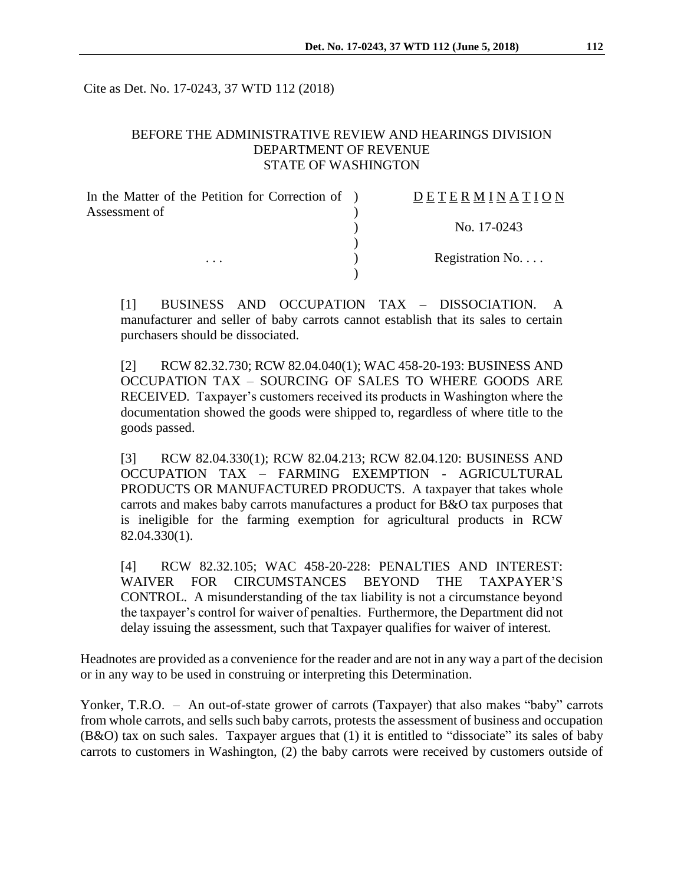Cite as Det. No. 17-0243, 37 WTD 112 (2018)

BEFORE THE ADMINISTRATIVE REVIEW AND HEARINGS DIVISION
DEPARTMENT OF REVENUE
STATE OF WASHINGTON

| | |
|---|---|
| In the Matter of the Petition for Correction of Assessment of | D E T E R M I N A T I O N |
| | No. 17-0243 |
| . . . | Registration No. . . . |

[1] BUSINESS AND OCCUPATION TAX – DISSOCIATION. A manufacturer and seller of baby carrots cannot establish that its sales to certain purchasers should be dissociated.

[2] RCW 82.32.730; RCW 82.04.040(1); WAC 458-20-193: BUSINESS AND OCCUPATION TAX – SOURCING OF SALES TO WHERE GOODS ARE RECEIVED. Taxpayer's customers received its products in Washington where the documentation showed the goods were shipped to, regardless of where title to the goods passed.

[3] RCW 82.04.330(1); RCW 82.04.213; RCW 82.04.120: BUSINESS AND OCCUPATION TAX – FARMING EXEMPTION - AGRICULTURAL PRODUCTS OR MANUFACTURED PRODUCTS. A taxpayer that takes whole carrots and makes baby carrots manufactures a product for B&O tax purposes that is ineligible for the farming exemption for agricultural products in RCW 82.04.330(1).

[4] RCW 82.32.105; WAC 458-20-228: PENALTIES AND INTEREST: WAIVER FOR CIRCUMSTANCES BEYOND THE TAXPAYER'S CONTROL. A misunderstanding of the tax liability is not a circumstance beyond the taxpayer's control for waiver of penalties. Furthermore, the Department did not delay issuing the assessment, such that Taxpayer qualifies for waiver of interest.

Headnotes are provided as a convenience for the reader and are not in any way a part of the decision or in any way to be used in construing or interpreting this Determination.

Yonker, T.R.O. – An out-of-state grower of carrots (Taxpayer) that also makes "baby" carrots from whole carrots, and sells such baby carrots, protests the assessment of business and occupation (B&O) tax on such sales. Taxpayer argues that (1) it is entitled to "dissociate" its sales of baby carrots to customers in Washington, (2) the baby carrots were received by customers outside of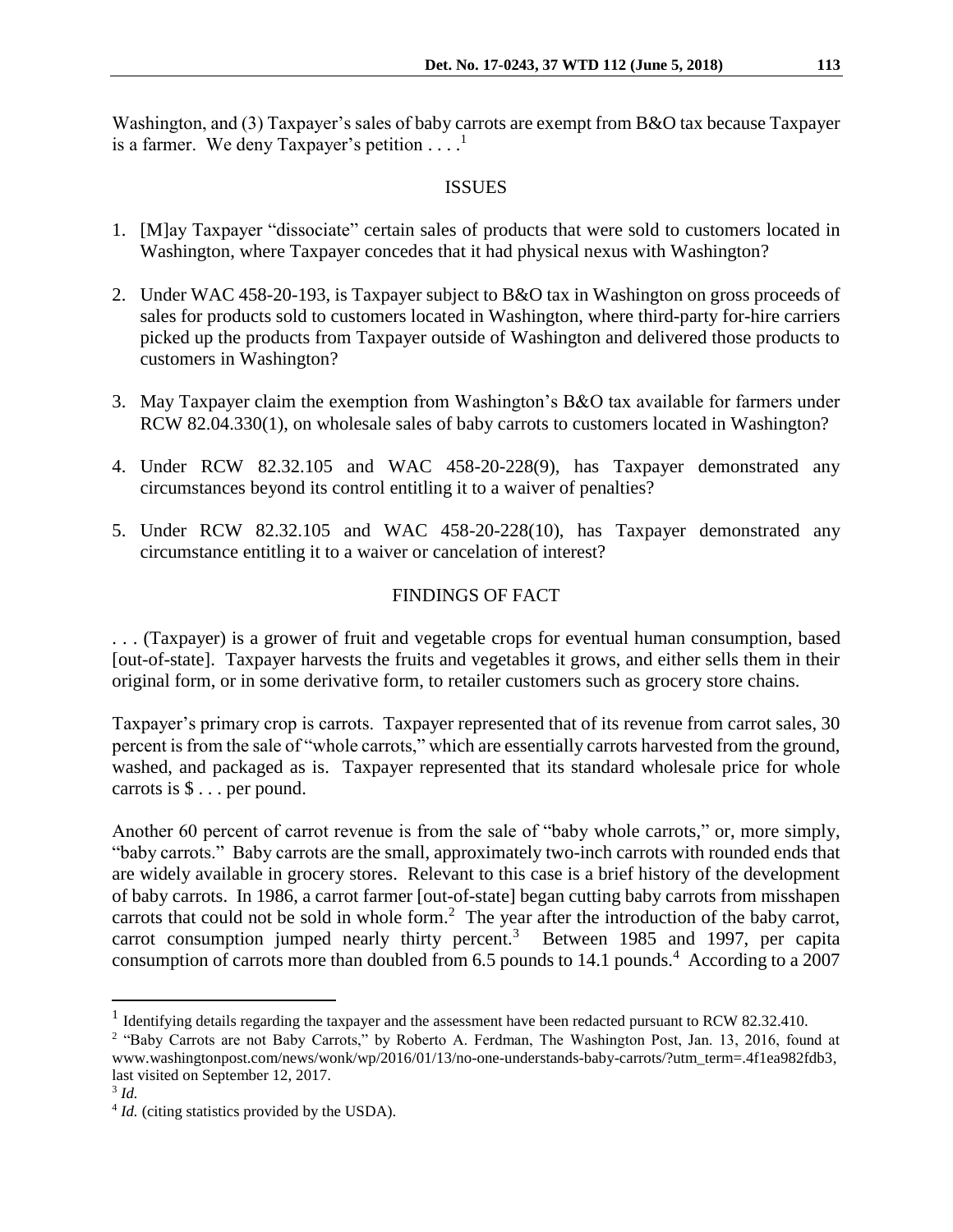Washington, and (3) Taxpayer's sales of baby carrots are exempt from B&O tax because Taxpayer is a farmer. We deny Taxpayer's petition . . . .[1]

## ISSUES

1. [M]ay Taxpayer "dissociate" certain sales of products that were sold to customers located in Washington, where Taxpayer concedes that it had physical nexus with Washington?

2. Under WAC 458-20-193, is Taxpayer subject to B&O tax in Washington on gross proceeds of sales for products sold to customers located in Washington, where third-party for-hire carriers picked up the products from Taxpayer outside of Washington and delivered those products to customers in Washington?

3. May Taxpayer claim the exemption from Washington's B&O tax available for farmers under RCW 82.04.330(1), on wholesale sales of baby carrots to customers located in Washington?

4. Under RCW 82.32.105 and WAC 458-20-228(9), has Taxpayer demonstrated any circumstances beyond its control entitling it to a waiver of penalties?

5. Under RCW 82.32.105 and WAC 458-20-228(10), has Taxpayer demonstrated any circumstance entitling it to a waiver or cancelation of interest?

## FINDINGS OF FACT

. . . (Taxpayer) is a grower of fruit and vegetable crops for eventual human consumption, based [out-of-state]. Taxpayer harvests the fruits and vegetables it grows, and either sells them in their original form, or in some derivative form, to retailer customers such as grocery store chains.

Taxpayer's primary crop is carrots. Taxpayer represented that of its revenue from carrot sales, 30 percent is from the sale of "whole carrots," which are essentially carrots harvested from the ground, washed, and packaged as is. Taxpayer represented that its standard wholesale price for whole carrots is $ . . . per pound.

Another 60 percent of carrot revenue is from the sale of "baby whole carrots," or, more simply, "baby carrots." Baby carrots are the small, approximately two-inch carrots with rounded ends that are widely available in grocery stores. Relevant to this case is a brief history of the development of baby carrots. In 1986, a carrot farmer [out-of-state] began cutting baby carrots from misshapen carrots that could not be sold in whole form.[2] The year after the introduction of the baby carrot, carrot consumption jumped nearly thirty percent.[3] Between 1985 and 1997, per capita consumption of carrots more than doubled from 6.5 pounds to 14.1 pounds.[4] According to a 2007

---

[1] Identifying details regarding the taxpayer and the assessment have been redacted pursuant to RCW 82.32.410.

[2] "Baby Carrots are not Baby Carrots," by Roberto A. Ferdman, The Washington Post, Jan. 13, 2016, found at www.washingtonpost.com/news/wonk/wp/2016/01/13/no-one-understands-baby-carrots/?utm_term=.4f1ea982fdb3, last visited on September 12, 2017.

[3] *Id.*

[4] *Id.* (citing statistics provided by the USDA).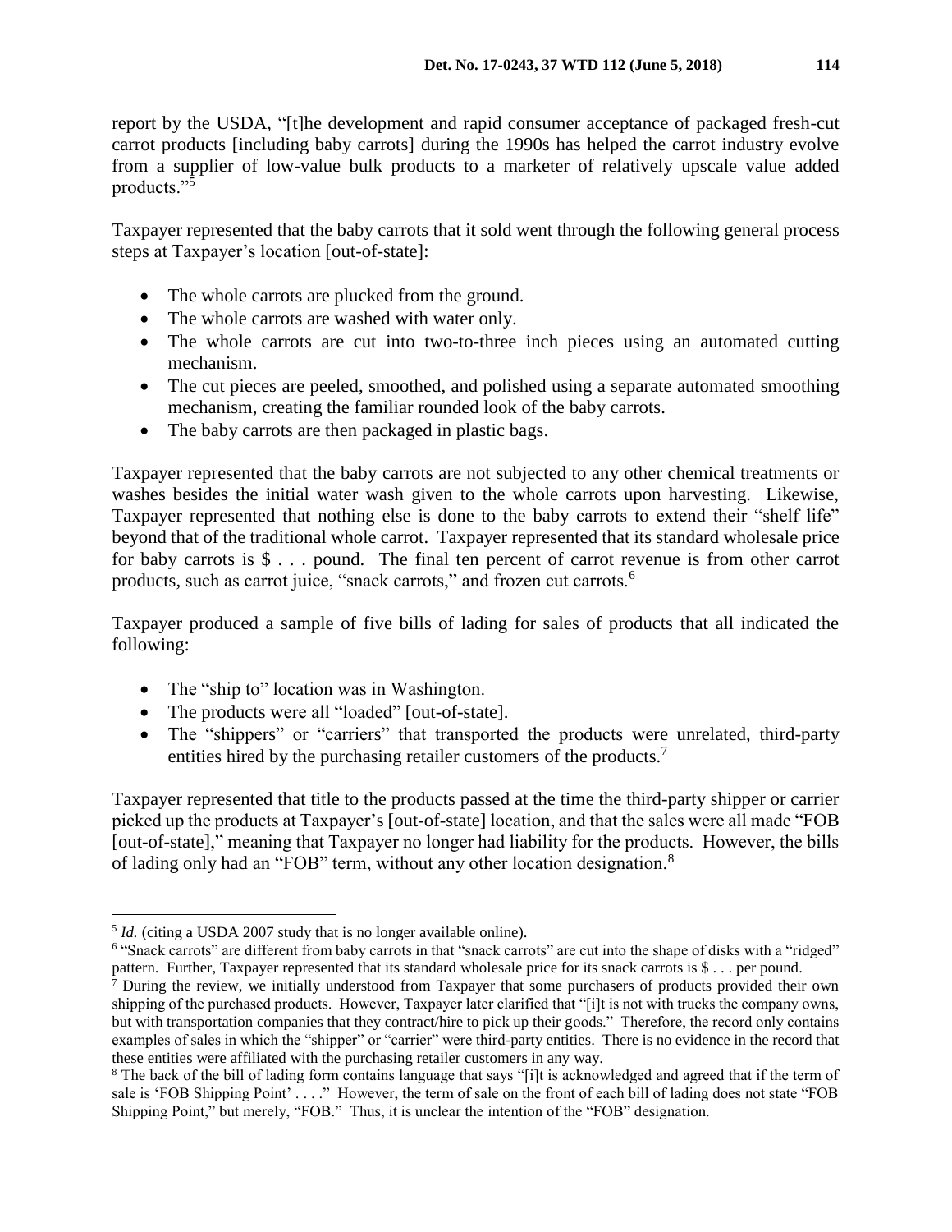report by the USDA, "[t]he development and rapid consumer acceptance of packaged fresh-cut carrot products [including baby carrots] during the 1990s has helped the carrot industry evolve from a supplier of low-value bulk products to a marketer of relatively upscale value added products."[5]

Taxpayer represented that the baby carrots that it sold went through the following general process steps at Taxpayer's location [out-of-state]:

- The whole carrots are plucked from the ground.
- The whole carrots are washed with water only.
- The whole carrots are cut into two-to-three inch pieces using an automated cutting mechanism.
- The cut pieces are peeled, smoothed, and polished using a separate automated smoothing mechanism, creating the familiar rounded look of the baby carrots.
- The baby carrots are then packaged in plastic bags.

Taxpayer represented that the baby carrots are not subjected to any other chemical treatments or washes besides the initial water wash given to the whole carrots upon harvesting. Likewise, Taxpayer represented that nothing else is done to the baby carrots to extend their "shelf life" beyond that of the traditional whole carrot. Taxpayer represented that its standard wholesale price for baby carrots is $ . . . pound. The final ten percent of carrot revenue is from other carrot products, such as carrot juice, "snack carrots," and frozen cut carrots.[6]

Taxpayer produced a sample of five bills of lading for sales of products that all indicated the following:

- The "ship to" location was in Washington.
- The products were all "loaded" [out-of-state].
- The "shippers" or "carriers" that transported the products were unrelated, third-party entities hired by the purchasing retailer customers of the products.[7]

Taxpayer represented that title to the products passed at the time the third-party shipper or carrier picked up the products at Taxpayer's [out-of-state] location, and that the sales were all made "FOB [out-of-state]," meaning that Taxpayer no longer had liability for the products. However, the bills of lading only had an "FOB" term, without any other location designation.[8]

---

[5] *Id.* (citing a USDA 2007 study that is no longer available online).

[6] "Snack carrots" are different from baby carrots in that "snack carrots" are cut into the shape of disks with a "ridged" pattern. Further, Taxpayer represented that its standard wholesale price for its snack carrots is $ . . . per pound.

[7] During the review, we initially understood from Taxpayer that some purchasers of products provided their own shipping of the purchased products. However, Taxpayer later clarified that "[i]t is not with trucks the company owns, but with transportation companies that they contract/hire to pick up their goods." Therefore, the record only contains examples of sales in which the "shipper" or "carrier" were third-party entities. There is no evidence in the record that these entities were affiliated with the purchasing retailer customers in any way.

[8] The back of the bill of lading form contains language that says "[i]t is acknowledged and agreed that if the term of sale is 'FOB Shipping Point' . . . ." However, the term of sale on the front of each bill of lading does not state "FOB Shipping Point," but merely, "FOB." Thus, it is unclear the intention of the "FOB" designation.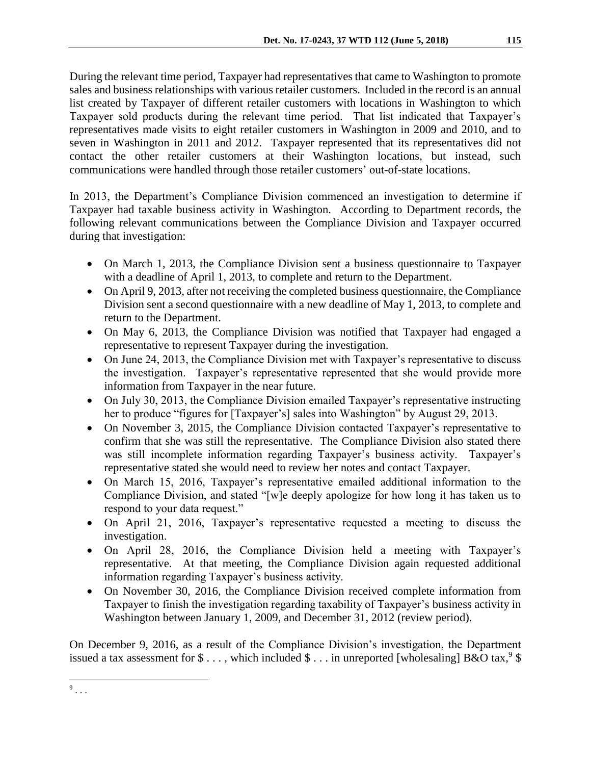During the relevant time period, Taxpayer had representatives that came to Washington to promote sales and business relationships with various retailer customers. Included in the record is an annual list created by Taxpayer of different retailer customers with locations in Washington to which Taxpayer sold products during the relevant time period. That list indicated that Taxpayer's representatives made visits to eight retailer customers in Washington in 2009 and 2010, and to seven in Washington in 2011 and 2012. Taxpayer represented that its representatives did not contact the other retailer customers at their Washington locations, but instead, such communications were handled through those retailer customers' out-of-state locations.

In 2013, the Department's Compliance Division commenced an investigation to determine if Taxpayer had taxable business activity in Washington. According to Department records, the following relevant communications between the Compliance Division and Taxpayer occurred during that investigation:

- On March 1, 2013, the Compliance Division sent a business questionnaire to Taxpayer with a deadline of April 1, 2013, to complete and return to the Department.
- On April 9, 2013, after not receiving the completed business questionnaire, the Compliance Division sent a second questionnaire with a new deadline of May 1, 2013, to complete and return to the Department.
- On May 6, 2013, the Compliance Division was notified that Taxpayer had engaged a representative to represent Taxpayer during the investigation.
- On June 24, 2013, the Compliance Division met with Taxpayer's representative to discuss the investigation. Taxpayer's representative represented that she would provide more information from Taxpayer in the near future.
- On July 30, 2013, the Compliance Division emailed Taxpayer's representative instructing her to produce "figures for [Taxpayer's] sales into Washington" by August 29, 2013.
- On November 3, 2015, the Compliance Division contacted Taxpayer's representative to confirm that she was still the representative. The Compliance Division also stated there was still incomplete information regarding Taxpayer's business activity. Taxpayer's representative stated she would need to review her notes and contact Taxpayer.
- On March 15, 2016, Taxpayer's representative emailed additional information to the Compliance Division, and stated "[w]e deeply apologize for how long it has taken us to respond to your data request."
- On April 21, 2016, Taxpayer's representative requested a meeting to discuss the investigation.
- On April 28, 2016, the Compliance Division held a meeting with Taxpayer's representative. At that meeting, the Compliance Division again requested additional information regarding Taxpayer's business activity.
- On November 30, 2016, the Compliance Division received complete information from Taxpayer to finish the investigation regarding taxability of Taxpayer's business activity in Washington between January 1, 2009, and December 31, 2012 (review period).

On December 9, 2016, as a result of the Compliance Division's investigation, the Department issued a tax assessment for $ . . . , which included $ . . . in unreported [wholesaling] B&O tax,[9] $

[9] . . .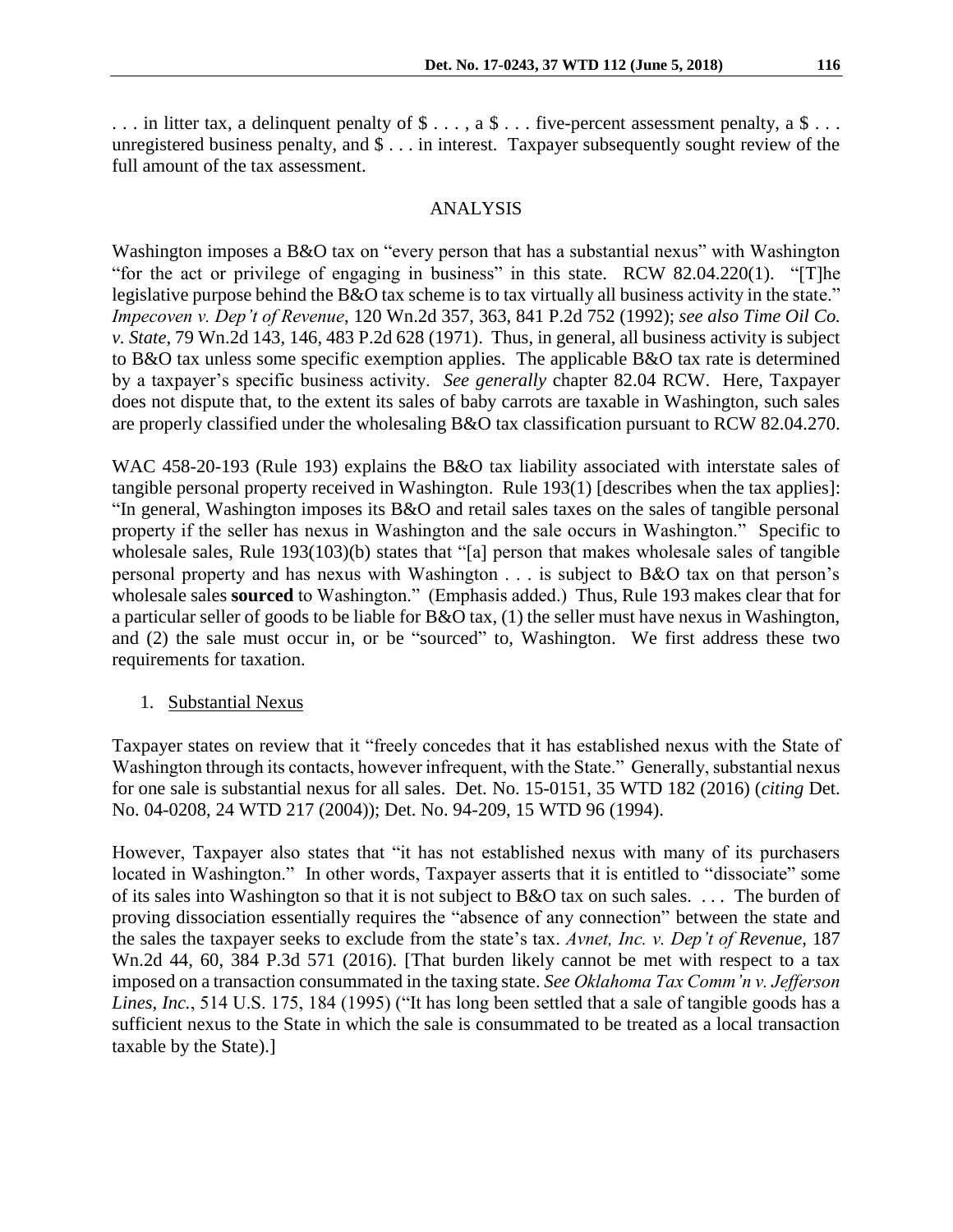. . . in litter tax, a delinquent penalty of $ . . . , a $ . . . five-percent assessment penalty, a $ . . . unregistered business penalty, and $ . . . in interest. Taxpayer subsequently sought review of the full amount of the tax assessment.

## ANALYSIS

Washington imposes a B&O tax on "every person that has a substantial nexus" with Washington "for the act or privilege of engaging in business" in this state. RCW 82.04.220(1). "[T]he legislative purpose behind the B&O tax scheme is to tax virtually all business activity in the state." *Impecoven v. Dep't of Revenue*, 120 Wn.2d 357, 363, 841 P.2d 752 (1992); *see also Time Oil Co. v. State*, 79 Wn.2d 143, 146, 483 P.2d 628 (1971). Thus, in general, all business activity is subject to B&O tax unless some specific exemption applies. The applicable B&O tax rate is determined by a taxpayer's specific business activity. *See generally* chapter 82.04 RCW. Here, Taxpayer does not dispute that, to the extent its sales of baby carrots are taxable in Washington, such sales are properly classified under the wholesaling B&O tax classification pursuant to RCW 82.04.270.

WAC 458-20-193 (Rule 193) explains the B&O tax liability associated with interstate sales of tangible personal property received in Washington. Rule 193(1) [describes when the tax applies]: "In general, Washington imposes its B&O and retail sales taxes on the sales of tangible personal property if the seller has nexus in Washington and the sale occurs in Washington." Specific to wholesale sales, Rule 193(103)(b) states that "[a] person that makes wholesale sales of tangible personal property and has nexus with Washington . . . is subject to B&O tax on that person's wholesale sales **sourced** to Washington." (Emphasis added.) Thus, Rule 193 makes clear that for a particular seller of goods to be liable for B&O tax, (1) the seller must have nexus in Washington, and (2) the sale must occur in, or be "sourced" to, Washington. We first address these two requirements for taxation.

1. <u>Substantial Nexus</u>

Taxpayer states on review that it "freely concedes that it has established nexus with the State of Washington through its contacts, however infrequent, with the State." Generally, substantial nexus for one sale is substantial nexus for all sales. Det. No. 15-0151, 35 WTD 182 (2016) (*citing* Det. No. 04-0208, 24 WTD 217 (2004)); Det. No. 94-209, 15 WTD 96 (1994).

However, Taxpayer also states that "it has not established nexus with many of its purchasers located in Washington." In other words, Taxpayer asserts that it is entitled to "dissociate" some of its sales into Washington so that it is not subject to B&O tax on such sales. . . . The burden of proving dissociation essentially requires the "absence of any connection" between the state and the sales the taxpayer seeks to exclude from the state's tax. *Avnet, Inc. v. Dep't of Revenue*, 187 Wn.2d 44, 60, 384 P.3d 571 (2016). [That burden likely cannot be met with respect to a tax imposed on a transaction consummated in the taxing state. *See Oklahoma Tax Comm'n v. Jefferson Lines, Inc.*, 514 U.S. 175, 184 (1995) ("It has long been settled that a sale of tangible goods has a sufficient nexus to the State in which the sale is consummated to be treated as a local transaction taxable by the State).]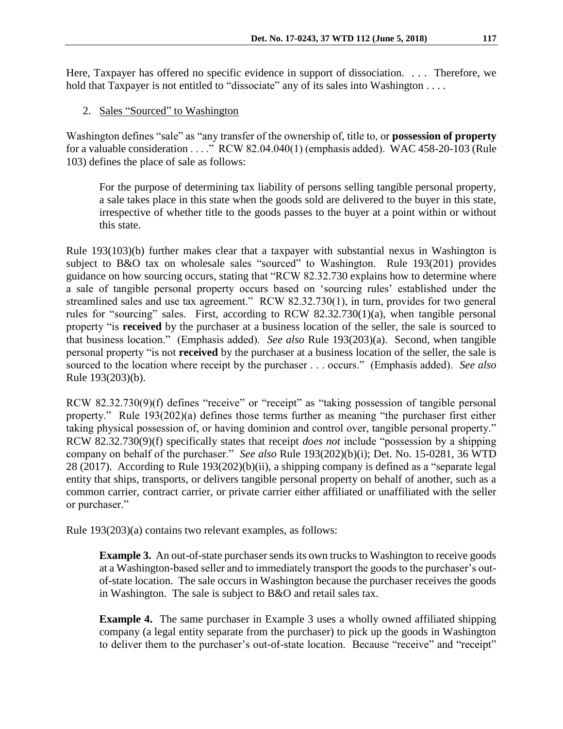Here, Taxpayer has offered no specific evidence in support of dissociation. . . . Therefore, we hold that Taxpayer is not entitled to "dissociate" any of its sales into Washington . . . .

2. Sales "Sourced" to Washington

Washington defines "sale" as "any transfer of the ownership of, title to, or **possession of property** for a valuable consideration . . . ." RCW 82.04.040(1) (emphasis added). WAC 458-20-103 (Rule 103) defines the place of sale as follows:

> For the purpose of determining tax liability of persons selling tangible personal property, a sale takes place in this state when the goods sold are delivered to the buyer in this state, irrespective of whether title to the goods passes to the buyer at a point within or without this state.

Rule 193(103)(b) further makes clear that a taxpayer with substantial nexus in Washington is subject to B&O tax on wholesale sales "sourced" to Washington. Rule 193(201) provides guidance on how sourcing occurs, stating that "RCW 82.32.730 explains how to determine where a sale of tangible personal property occurs based on 'sourcing rules' established under the streamlined sales and use tax agreement." RCW 82.32.730(1), in turn, provides for two general rules for "sourcing" sales. First, according to RCW 82.32.730(1)(a), when tangible personal property "is **received** by the purchaser at a business location of the seller, the sale is sourced to that business location." (Emphasis added). *See also* Rule 193(203)(a). Second, when tangible personal property "is not **received** by the purchaser at a business location of the seller, the sale is sourced to the location where receipt by the purchaser . . . occurs." (Emphasis added). *See also* Rule 193(203)(b).

RCW 82.32.730(9)(f) defines "receive" or "receipt" as "taking possession of tangible personal property." Rule 193(202)(a) defines those terms further as meaning "the purchaser first either taking physical possession of, or having dominion and control over, tangible personal property." RCW 82.32.730(9)(f) specifically states that receipt *does not* include "possession by a shipping company on behalf of the purchaser." *See also* Rule 193(202)(b)(i); Det. No. 15-0281, 36 WTD 28 (2017). According to Rule 193(202)(b)(ii), a shipping company is defined as a "separate legal entity that ships, transports, or delivers tangible personal property on behalf of another, such as a common carrier, contract carrier, or private carrier either affiliated or unaffiliated with the seller or purchaser."

Rule 193(203)(a) contains two relevant examples, as follows:

> **Example 3.** An out-of-state purchaser sends its own trucks to Washington to receive goods at a Washington-based seller and to immediately transport the goods to the purchaser's out-of-state location. The sale occurs in Washington because the purchaser receives the goods in Washington. The sale is subject to B&O and retail sales tax.
>
> **Example 4.** The same purchaser in Example 3 uses a wholly owned affiliated shipping company (a legal entity separate from the purchaser) to pick up the goods in Washington to deliver them to the purchaser's out-of-state location. Because "receive" and "receipt"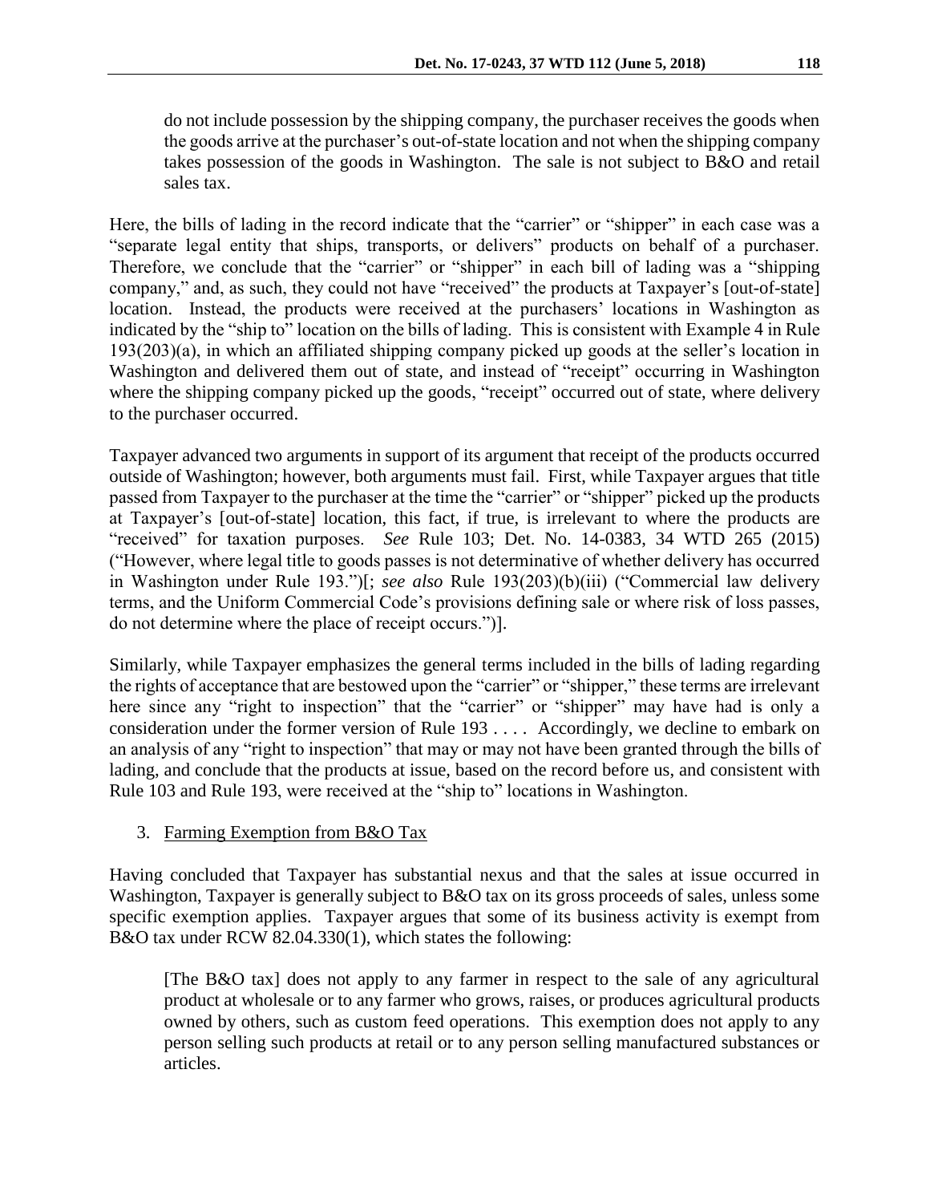do not include possession by the shipping company, the purchaser receives the goods when the goods arrive at the purchaser's out-of-state location and not when the shipping company takes possession of the goods in Washington. The sale is not subject to B&O and retail sales tax.

Here, the bills of lading in the record indicate that the "carrier" or "shipper" in each case was a "separate legal entity that ships, transports, or delivers" products on behalf of a purchaser. Therefore, we conclude that the "carrier" or "shipper" in each bill of lading was a "shipping company," and, as such, they could not have "received" the products at Taxpayer's [out-of-state] location. Instead, the products were received at the purchasers' locations in Washington as indicated by the "ship to" location on the bills of lading. This is consistent with Example 4 in Rule 193(203)(a), in which an affiliated shipping company picked up goods at the seller's location in Washington and delivered them out of state, and instead of "receipt" occurring in Washington where the shipping company picked up the goods, "receipt" occurred out of state, where delivery to the purchaser occurred.

Taxpayer advanced two arguments in support of its argument that receipt of the products occurred outside of Washington; however, both arguments must fail. First, while Taxpayer argues that title passed from Taxpayer to the purchaser at the time the "carrier" or "shipper" picked up the products at Taxpayer's [out-of-state] location, this fact, if true, is irrelevant to where the products are "received" for taxation purposes. *See* Rule 103; Det. No. 14-0383, 34 WTD 265 (2015) ("However, where legal title to goods passes is not determinative of whether delivery has occurred in Washington under Rule 193.")[; *see also* Rule 193(203)(b)(iii) ("Commercial law delivery terms, and the Uniform Commercial Code's provisions defining sale or where risk of loss passes, do not determine where the place of receipt occurs.")].

Similarly, while Taxpayer emphasizes the general terms included in the bills of lading regarding the rights of acceptance that are bestowed upon the "carrier" or "shipper," these terms are irrelevant here since any "right to inspection" that the "carrier" or "shipper" may have had is only a consideration under the former version of Rule 193 . . . . Accordingly, we decline to embark on an analysis of any "right to inspection" that may or may not have been granted through the bills of lading, and conclude that the products at issue, based on the record before us, and consistent with Rule 103 and Rule 193, were received at the "ship to" locations in Washington.

3. Farming Exemption from B&O Tax

Having concluded that Taxpayer has substantial nexus and that the sales at issue occurred in Washington, Taxpayer is generally subject to B&O tax on its gross proceeds of sales, unless some specific exemption applies. Taxpayer argues that some of its business activity is exempt from B&O tax under RCW 82.04.330(1), which states the following:

> [The B&O tax] does not apply to any farmer in respect to the sale of any agricultural product at wholesale or to any farmer who grows, raises, or produces agricultural products owned by others, such as custom feed operations. This exemption does not apply to any person selling such products at retail or to any person selling manufactured substances or articles.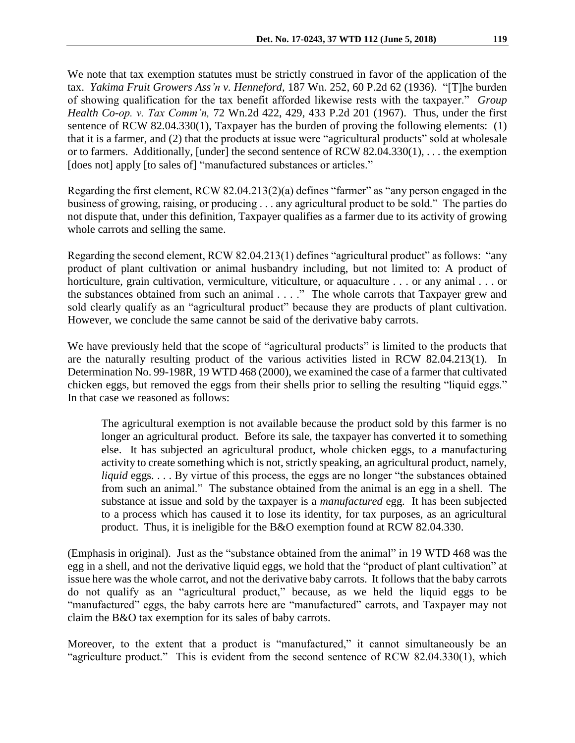We note that tax exemption statutes must be strictly construed in favor of the application of the tax. *Yakima Fruit Growers Ass'n v. Henneford*, 187 Wn. 252, 60 P.2d 62 (1936). "[T]he burden of showing qualification for the tax benefit afforded likewise rests with the taxpayer." *Group Health Co-op. v. Tax Comm'n,* 72 Wn.2d 422, 429, 433 P.2d 201 (1967). Thus, under the first sentence of RCW 82.04.330(1), Taxpayer has the burden of proving the following elements: (1) that it is a farmer, and (2) that the products at issue were "agricultural products" sold at wholesale or to farmers. Additionally, [under] the second sentence of RCW 82.04.330(1), . . . the exemption [does not] apply [to sales of] "manufactured substances or articles."

Regarding the first element, RCW 82.04.213(2)(a) defines "farmer" as "any person engaged in the business of growing, raising, or producing . . . any agricultural product to be sold." The parties do not dispute that, under this definition, Taxpayer qualifies as a farmer due to its activity of growing whole carrots and selling the same.

Regarding the second element, RCW 82.04.213(1) defines "agricultural product" as follows: "any product of plant cultivation or animal husbandry including, but not limited to: A product of horticulture, grain cultivation, vermiculture, viticulture, or aquaculture . . . or any animal . . . or the substances obtained from such an animal . . . ." The whole carrots that Taxpayer grew and sold clearly qualify as an "agricultural product" because they are products of plant cultivation. However, we conclude the same cannot be said of the derivative baby carrots.

We have previously held that the scope of "agricultural products" is limited to the products that are the naturally resulting product of the various activities listed in RCW 82.04.213(1). In Determination No. 99-198R, 19 WTD 468 (2000), we examined the case of a farmer that cultivated chicken eggs, but removed the eggs from their shells prior to selling the resulting "liquid eggs." In that case we reasoned as follows:

> The agricultural exemption is not available because the product sold by this farmer is no longer an agricultural product. Before its sale, the taxpayer has converted it to something else. It has subjected an agricultural product, whole chicken eggs, to a manufacturing activity to create something which is not, strictly speaking, an agricultural product, namely, *liquid* eggs. . . . By virtue of this process, the eggs are no longer "the substances obtained from such an animal." The substance obtained from the animal is an egg in a shell. The substance at issue and sold by the taxpayer is a *manufactured* egg. It has been subjected to a process which has caused it to lose its identity, for tax purposes, as an agricultural product. Thus, it is ineligible for the B&O exemption found at RCW 82.04.330.

(Emphasis in original). Just as the "substance obtained from the animal" in 19 WTD 468 was the egg in a shell, and not the derivative liquid eggs, we hold that the "product of plant cultivation" at issue here was the whole carrot, and not the derivative baby carrots. It follows that the baby carrots do not qualify as an "agricultural product," because, as we held the liquid eggs to be "manufactured" eggs, the baby carrots here are "manufactured" carrots, and Taxpayer may not claim the B&O tax exemption for its sales of baby carrots.

Moreover, to the extent that a product is "manufactured," it cannot simultaneously be an "agriculture product." This is evident from the second sentence of RCW 82.04.330(1), which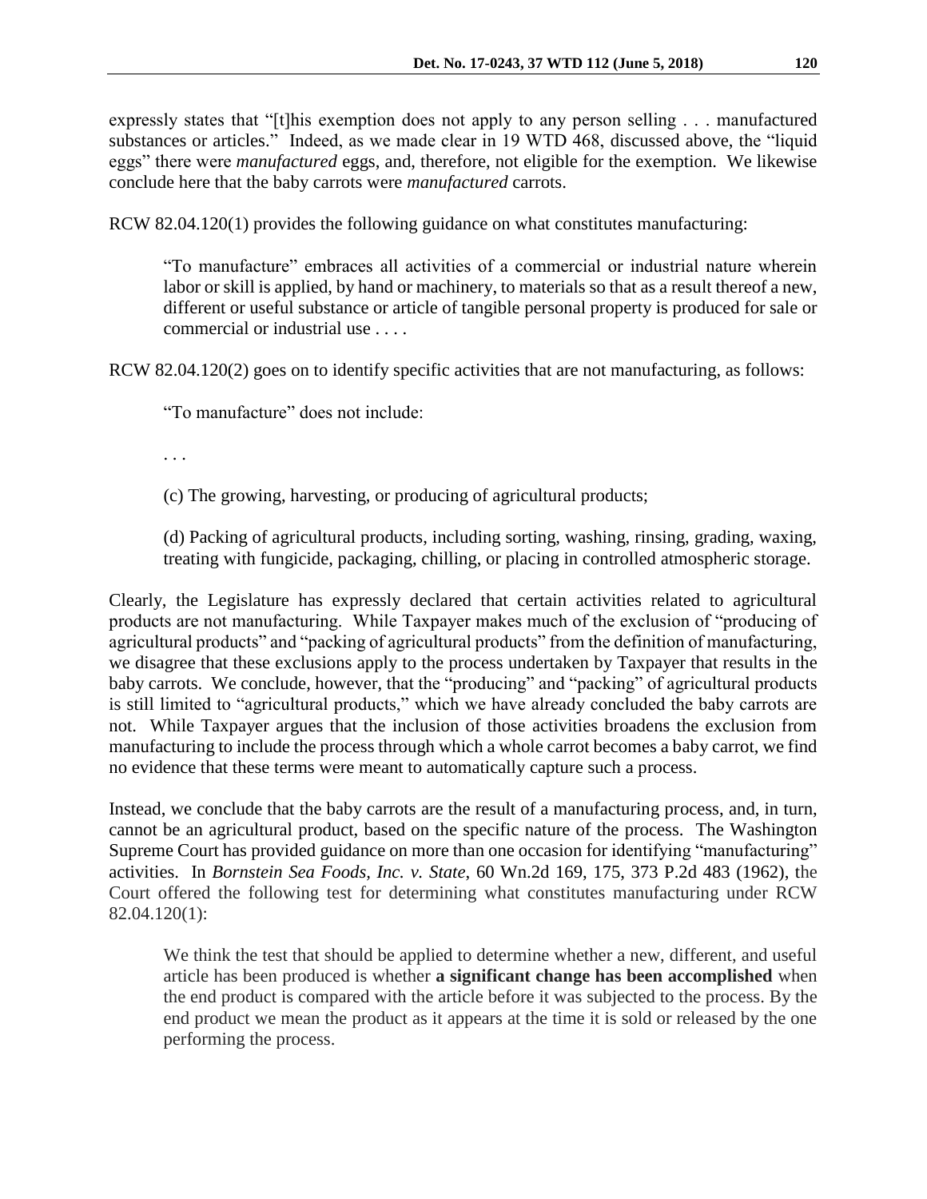expressly states that "[t]his exemption does not apply to any person selling . . . manufactured substances or articles." Indeed, as we made clear in 19 WTD 468, discussed above, the "liquid eggs" there were *manufactured* eggs, and, therefore, not eligible for the exemption. We likewise conclude here that the baby carrots were *manufactured* carrots.

RCW 82.04.120(1) provides the following guidance on what constitutes manufacturing:

> "To manufacture" embraces all activities of a commercial or industrial nature wherein labor or skill is applied, by hand or machinery, to materials so that as a result thereof a new, different or useful substance or article of tangible personal property is produced for sale or commercial or industrial use . . . .

RCW 82.04.120(2) goes on to identify specific activities that are not manufacturing, as follows:

> "To manufacture" does not include:
>
> . . .
>
> (c) The growing, harvesting, or producing of agricultural products;
>
> (d) Packing of agricultural products, including sorting, washing, rinsing, grading, waxing, treating with fungicide, packaging, chilling, or placing in controlled atmospheric storage.

Clearly, the Legislature has expressly declared that certain activities related to agricultural products are not manufacturing. While Taxpayer makes much of the exclusion of "producing of agricultural products" and "packing of agricultural products" from the definition of manufacturing, we disagree that these exclusions apply to the process undertaken by Taxpayer that results in the baby carrots. We conclude, however, that the "producing" and "packing" of agricultural products is still limited to "agricultural products," which we have already concluded the baby carrots are not. While Taxpayer argues that the inclusion of those activities broadens the exclusion from manufacturing to include the process through which a whole carrot becomes a baby carrot, we find no evidence that these terms were meant to automatically capture such a process.

Instead, we conclude that the baby carrots are the result of a manufacturing process, and, in turn, cannot be an agricultural product, based on the specific nature of the process. The Washington Supreme Court has provided guidance on more than one occasion for identifying "manufacturing" activities. In *Bornstein Sea Foods, Inc. v. State*, 60 Wn.2d 169, 175, 373 P.2d 483 (1962), the Court offered the following test for determining what constitutes manufacturing under RCW 82.04.120(1):

> We think the test that should be applied to determine whether a new, different, and useful article has been produced is whether **a significant change has been accomplished** when the end product is compared with the article before it was subjected to the process. By the end product we mean the product as it appears at the time it is sold or released by the one performing the process.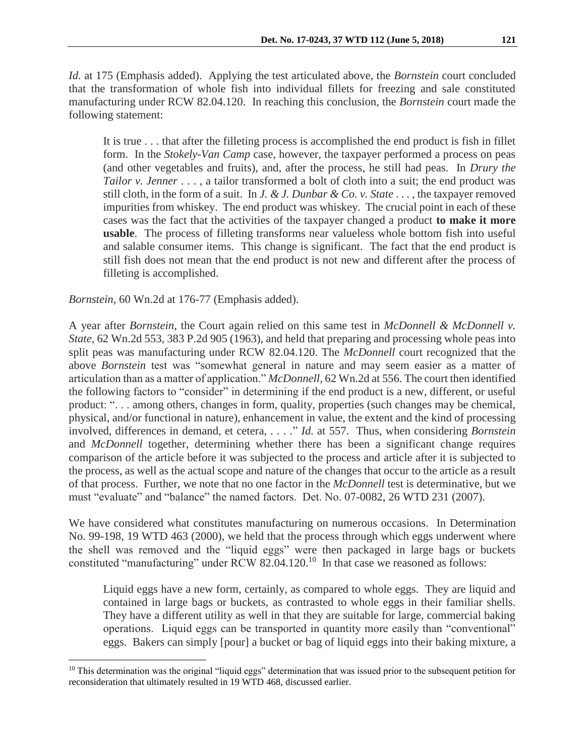*Id.* at 175 (Emphasis added). Applying the test articulated above, the *Bornstein* court concluded that the transformation of whole fish into individual fillets for freezing and sale constituted manufacturing under RCW 82.04.120. In reaching this conclusion, the *Bornstein* court made the following statement:

> It is true . . . that after the filleting process is accomplished the end product is fish in fillet form. In the *Stokely-Van Camp* case, however, the taxpayer performed a process on peas (and other vegetables and fruits), and, after the process, he still had peas. In *Drury the Tailor v. Jenner* . . . , a tailor transformed a bolt of cloth into a suit; the end product was still cloth, in the form of a suit. In *J. & J. Dunbar & Co. v. State* . . . , the taxpayer removed impurities from whiskey. The end product was whiskey. The crucial point in each of these cases was the fact that the activities of the taxpayer changed a product **to make it more usable**. The process of filleting transforms near valueless whole bottom fish into useful and salable consumer items. This change is significant. The fact that the end product is still fish does not mean that the end product is not new and different after the process of filleting is accomplished.

*Bornstein*, 60 Wn.2d at 176-77 (Emphasis added).

A year after *Bornstein*, the Court again relied on this same test in *McDonnell & McDonnell v. State*, 62 Wn.2d 553, 383 P.2d 905 (1963), and held that preparing and processing whole peas into split peas was manufacturing under RCW 82.04.120. The *McDonnell* court recognized that the above *Bornstein* test was "somewhat general in nature and may seem easier as a matter of articulation than as a matter of application." *McDonnell*, 62 Wn.2d at 556. The court then identified the following factors to "consider" in determining if the end product is a new, different, or useful product: ". . . among others, changes in form, quality, properties (such changes may be chemical, physical, and/or functional in nature), enhancement in value, the extent and the kind of processing involved, differences in demand, et cetera, . . . ." *Id.* at 557. Thus, when considering *Bornstein* and *McDonnell* together, determining whether there has been a significant change requires comparison of the article before it was subjected to the process and article after it is subjected to the process, as well as the actual scope and nature of the changes that occur to the article as a result of that process. Further, we note that no one factor in the *McDonnell* test is determinative, but we must "evaluate" and "balance" the named factors. Det. No. 07-0082, 26 WTD 231 (2007).

We have considered what constitutes manufacturing on numerous occasions. In Determination No. 99-198, 19 WTD 463 (2000), we held that the process through which eggs underwent where the shell was removed and the "liquid eggs" were then packaged in large bags or buckets constituted "manufacturing" under RCW 82.04.120.[10] In that case we reasoned as follows:

> Liquid eggs have a new form, certainly, as compared to whole eggs. They are liquid and contained in large bags or buckets, as contrasted to whole eggs in their familiar shells. They have a different utility as well in that they are suitable for large, commercial baking operations. Liquid eggs can be transported in quantity more easily than "conventional" eggs. Bakers can simply [pour] a bucket or bag of liquid eggs into their baking mixture, a

[10] This determination was the original "liquid eggs" determination that was issued prior to the subsequent petition for reconsideration that ultimately resulted in 19 WTD 468, discussed earlier.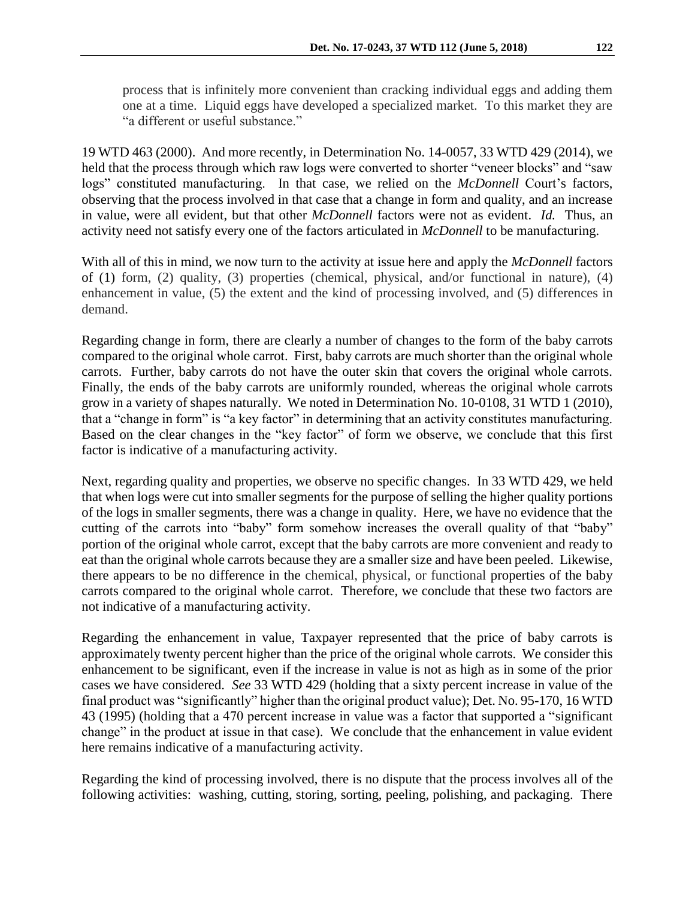process that is infinitely more convenient than cracking individual eggs and adding them one at a time. Liquid eggs have developed a specialized market. To this market they are "a different or useful substance."

19 WTD 463 (2000). And more recently, in Determination No. 14-0057, 33 WTD 429 (2014), we held that the process through which raw logs were converted to shorter "veneer blocks" and "saw logs" constituted manufacturing. In that case, we relied on the *McDonnell* Court's factors, observing that the process involved in that case that a change in form and quality, and an increase in value, were all evident, but that other *McDonnell* factors were not as evident. *Id.* Thus, an activity need not satisfy every one of the factors articulated in *McDonnell* to be manufacturing.

With all of this in mind, we now turn to the activity at issue here and apply the *McDonnell* factors of (1) form, (2) quality, (3) properties (chemical, physical, and/or functional in nature), (4) enhancement in value, (5) the extent and the kind of processing involved, and (5) differences in demand.

Regarding change in form, there are clearly a number of changes to the form of the baby carrots compared to the original whole carrot. First, baby carrots are much shorter than the original whole carrots. Further, baby carrots do not have the outer skin that covers the original whole carrots. Finally, the ends of the baby carrots are uniformly rounded, whereas the original whole carrots grow in a variety of shapes naturally. We noted in Determination No. 10-0108, 31 WTD 1 (2010), that a "change in form" is "a key factor" in determining that an activity constitutes manufacturing. Based on the clear changes in the "key factor" of form we observe, we conclude that this first factor is indicative of a manufacturing activity.

Next, regarding quality and properties, we observe no specific changes. In 33 WTD 429, we held that when logs were cut into smaller segments for the purpose of selling the higher quality portions of the logs in smaller segments, there was a change in quality. Here, we have no evidence that the cutting of the carrots into "baby" form somehow increases the overall quality of that "baby" portion of the original whole carrot, except that the baby carrots are more convenient and ready to eat than the original whole carrots because they are a smaller size and have been peeled. Likewise, there appears to be no difference in the chemical, physical, or functional properties of the baby carrots compared to the original whole carrot. Therefore, we conclude that these two factors are not indicative of a manufacturing activity.

Regarding the enhancement in value, Taxpayer represented that the price of baby carrots is approximately twenty percent higher than the price of the original whole carrots. We consider this enhancement to be significant, even if the increase in value is not as high as in some of the prior cases we have considered. *See* 33 WTD 429 (holding that a sixty percent increase in value of the final product was "significantly" higher than the original product value); Det. No. 95-170, 16 WTD 43 (1995) (holding that a 470 percent increase in value was a factor that supported a "significant change" in the product at issue in that case). We conclude that the enhancement in value evident here remains indicative of a manufacturing activity.

Regarding the kind of processing involved, there is no dispute that the process involves all of the following activities: washing, cutting, storing, sorting, peeling, polishing, and packaging. There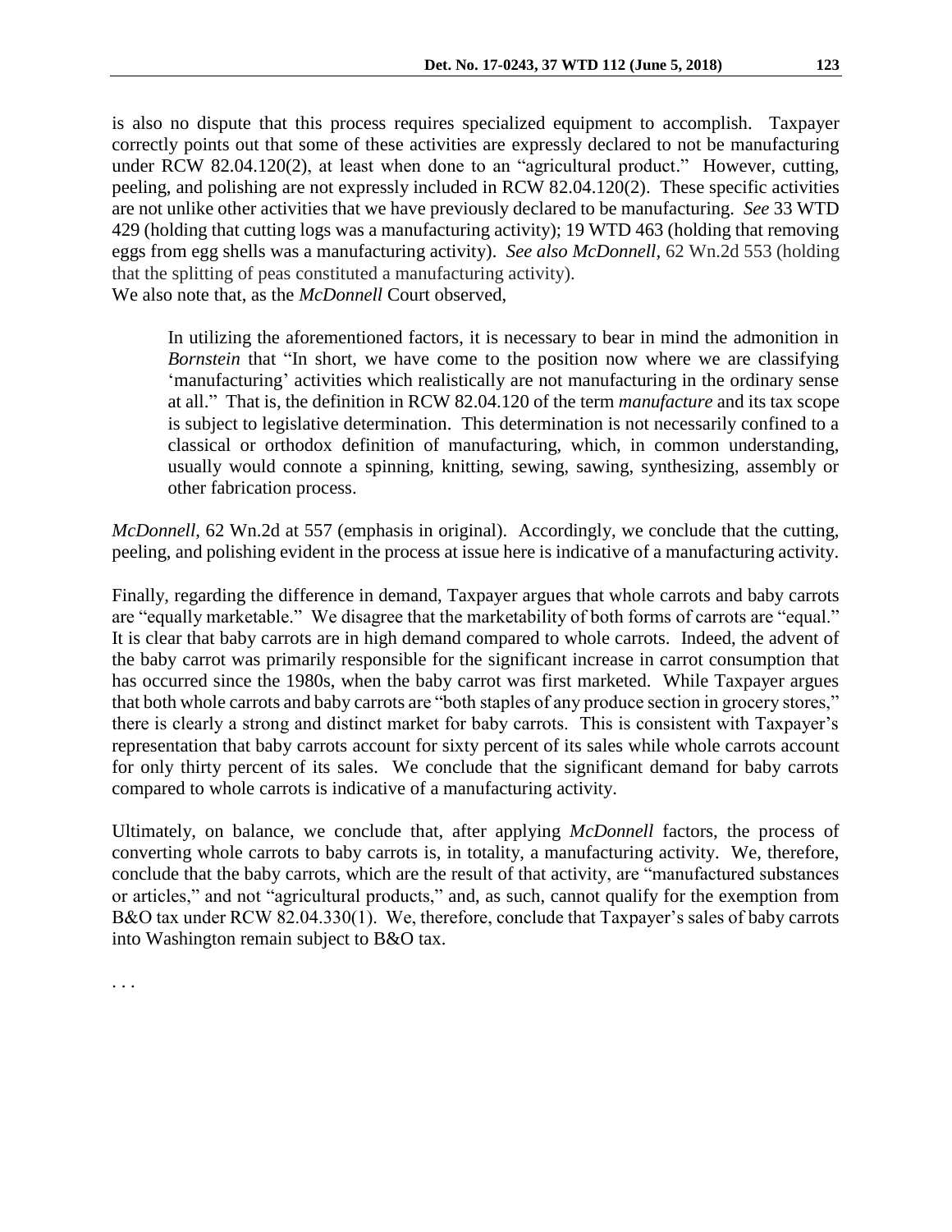is also no dispute that this process requires specialized equipment to accomplish. Taxpayer correctly points out that some of these activities are expressly declared to not be manufacturing under RCW 82.04.120(2), at least when done to an "agricultural product." However, cutting, peeling, and polishing are not expressly included in RCW 82.04.120(2). These specific activities are not unlike other activities that we have previously declared to be manufacturing. *See* 33 WTD 429 (holding that cutting logs was a manufacturing activity); 19 WTD 463 (holding that removing eggs from egg shells was a manufacturing activity). *See also McDonnell*, 62 Wn.2d 553 (holding that the splitting of peas constituted a manufacturing activity).

We also note that, as the *McDonnell* Court observed,

> In utilizing the aforementioned factors, it is necessary to bear in mind the admonition in *Bornstein* that "In short, we have come to the position now where we are classifying 'manufacturing' activities which realistically are not manufacturing in the ordinary sense at all." That is, the definition in RCW 82.04.120 of the term *manufacture* and its tax scope is subject to legislative determination. This determination is not necessarily confined to a classical or orthodox definition of manufacturing, which, in common understanding, usually would connote a spinning, knitting, sewing, sawing, synthesizing, assembly or other fabrication process.

*McDonnell*, 62 Wn.2d at 557 (emphasis in original). Accordingly, we conclude that the cutting, peeling, and polishing evident in the process at issue here is indicative of a manufacturing activity.

Finally, regarding the difference in demand, Taxpayer argues that whole carrots and baby carrots are "equally marketable." We disagree that the marketability of both forms of carrots are "equal." It is clear that baby carrots are in high demand compared to whole carrots. Indeed, the advent of the baby carrot was primarily responsible for the significant increase in carrot consumption that has occurred since the 1980s, when the baby carrot was first marketed. While Taxpayer argues that both whole carrots and baby carrots are "both staples of any produce section in grocery stores," there is clearly a strong and distinct market for baby carrots. This is consistent with Taxpayer's representation that baby carrots account for sixty percent of its sales while whole carrots account for only thirty percent of its sales. We conclude that the significant demand for baby carrots compared to whole carrots is indicative of a manufacturing activity.

Ultimately, on balance, we conclude that, after applying *McDonnell* factors, the process of converting whole carrots to baby carrots is, in totality, a manufacturing activity. We, therefore, conclude that the baby carrots, which are the result of that activity, are "manufactured substances or articles," and not "agricultural products," and, as such, cannot qualify for the exemption from B&O tax under RCW 82.04.330(1). We, therefore, conclude that Taxpayer's sales of baby carrots into Washington remain subject to B&O tax.

. . .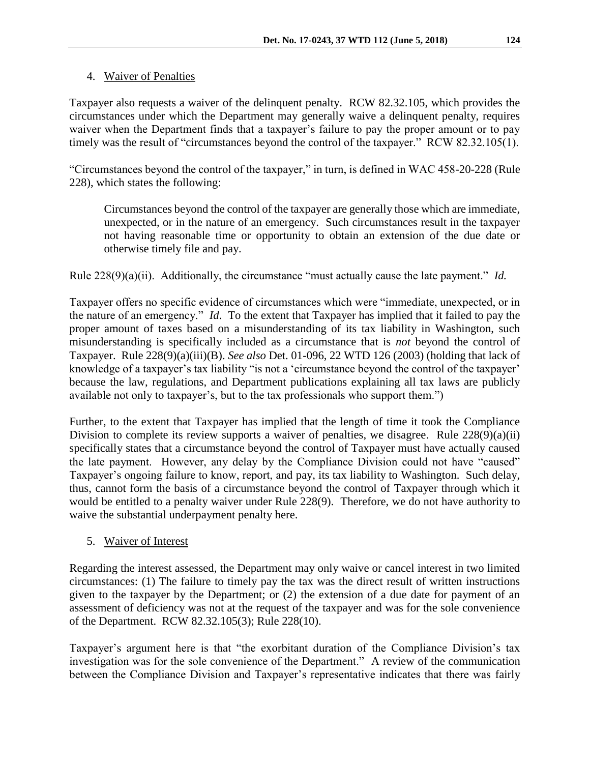4. Waiver of Penalties

Taxpayer also requests a waiver of the delinquent penalty. RCW 82.32.105, which provides the circumstances under which the Department may generally waive a delinquent penalty, requires waiver when the Department finds that a taxpayer's failure to pay the proper amount or to pay timely was the result of "circumstances beyond the control of the taxpayer." RCW 82.32.105(1).

"Circumstances beyond the control of the taxpayer," in turn, is defined in WAC 458-20-228 (Rule 228), which states the following:

> Circumstances beyond the control of the taxpayer are generally those which are immediate, unexpected, or in the nature of an emergency. Such circumstances result in the taxpayer not having reasonable time or opportunity to obtain an extension of the due date or otherwise timely file and pay.

Rule 228(9)(a)(ii). Additionally, the circumstance "must actually cause the late payment." *Id.*

Taxpayer offers no specific evidence of circumstances which were "immediate, unexpected, or in the nature of an emergency." *Id*. To the extent that Taxpayer has implied that it failed to pay the proper amount of taxes based on a misunderstanding of its tax liability in Washington, such misunderstanding is specifically included as a circumstance that is *not* beyond the control of Taxpayer. Rule 228(9)(a)(iii)(B). *See also* Det. 01-096, 22 WTD 126 (2003) (holding that lack of knowledge of a taxpayer's tax liability "is not a 'circumstance beyond the control of the taxpayer' because the law, regulations, and Department publications explaining all tax laws are publicly available not only to taxpayer's, but to the tax professionals who support them.")

Further, to the extent that Taxpayer has implied that the length of time it took the Compliance Division to complete its review supports a waiver of penalties, we disagree. Rule 228(9)(a)(ii) specifically states that a circumstance beyond the control of Taxpayer must have actually caused the late payment. However, any delay by the Compliance Division could not have "caused" Taxpayer's ongoing failure to know, report, and pay, its tax liability to Washington. Such delay, thus, cannot form the basis of a circumstance beyond the control of Taxpayer through which it would be entitled to a penalty waiver under Rule 228(9). Therefore, we do not have authority to waive the substantial underpayment penalty here.

5. Waiver of Interest

Regarding the interest assessed, the Department may only waive or cancel interest in two limited circumstances: (1) The failure to timely pay the tax was the direct result of written instructions given to the taxpayer by the Department; or (2) the extension of a due date for payment of an assessment of deficiency was not at the request of the taxpayer and was for the sole convenience of the Department. RCW 82.32.105(3); Rule 228(10).

Taxpayer's argument here is that "the exorbitant duration of the Compliance Division's tax investigation was for the sole convenience of the Department." A review of the communication between the Compliance Division and Taxpayer's representative indicates that there was fairly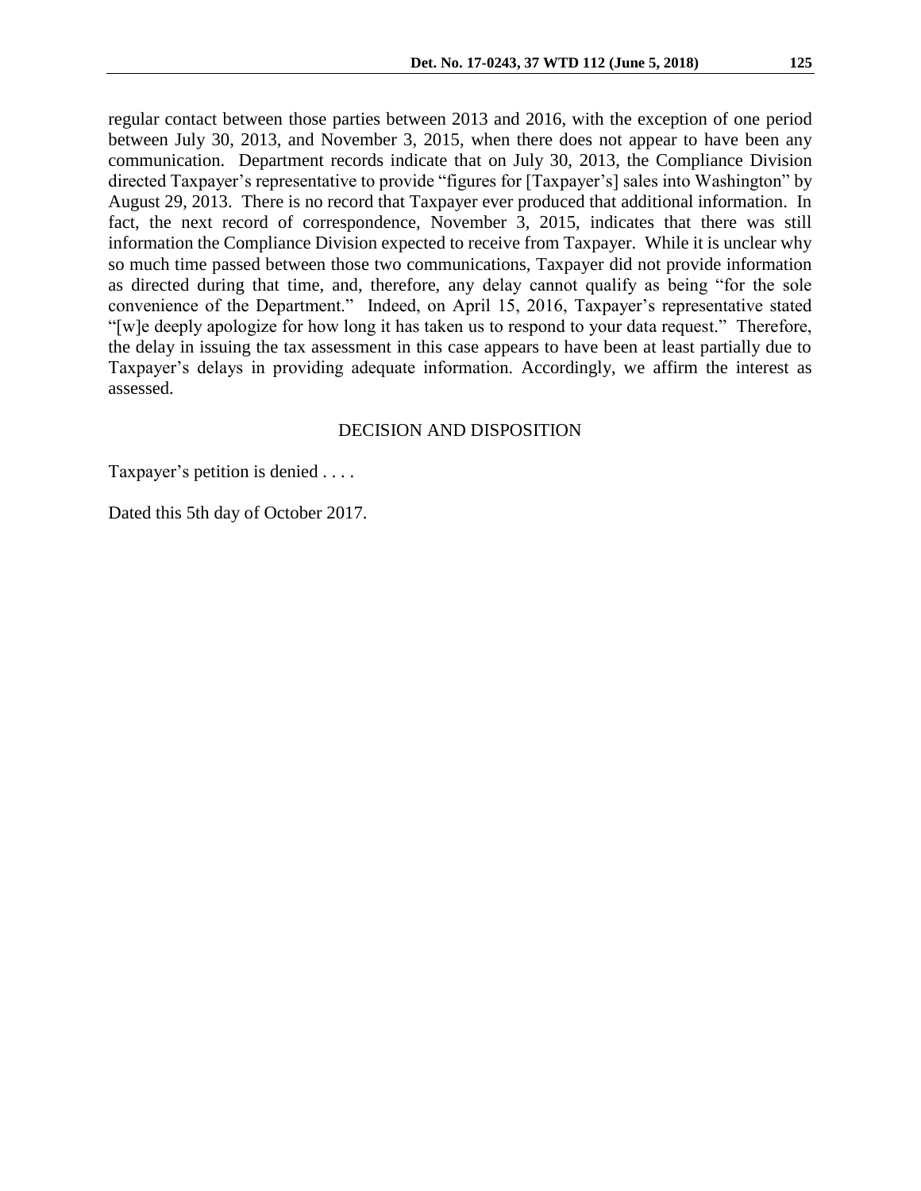regular contact between those parties between 2013 and 2016, with the exception of one period between July 30, 2013, and November 3, 2015, when there does not appear to have been any communication. Department records indicate that on July 30, 2013, the Compliance Division directed Taxpayer's representative to provide "figures for [Taxpayer's] sales into Washington" by August 29, 2013. There is no record that Taxpayer ever produced that additional information. In fact, the next record of correspondence, November 3, 2015, indicates that there was still information the Compliance Division expected to receive from Taxpayer. While it is unclear why so much time passed between those two communications, Taxpayer did not provide information as directed during that time, and, therefore, any delay cannot qualify as being "for the sole convenience of the Department." Indeed, on April 15, 2016, Taxpayer's representative stated "[w]e deeply apologize for how long it has taken us to respond to your data request." Therefore, the delay in issuing the tax assessment in this case appears to have been at least partially due to Taxpayer's delays in providing adequate information. Accordingly, we affirm the interest as assessed.

## DECISION AND DISPOSITION

Taxpayer's petition is denied . . . .

Dated this 5th day of October 2017.